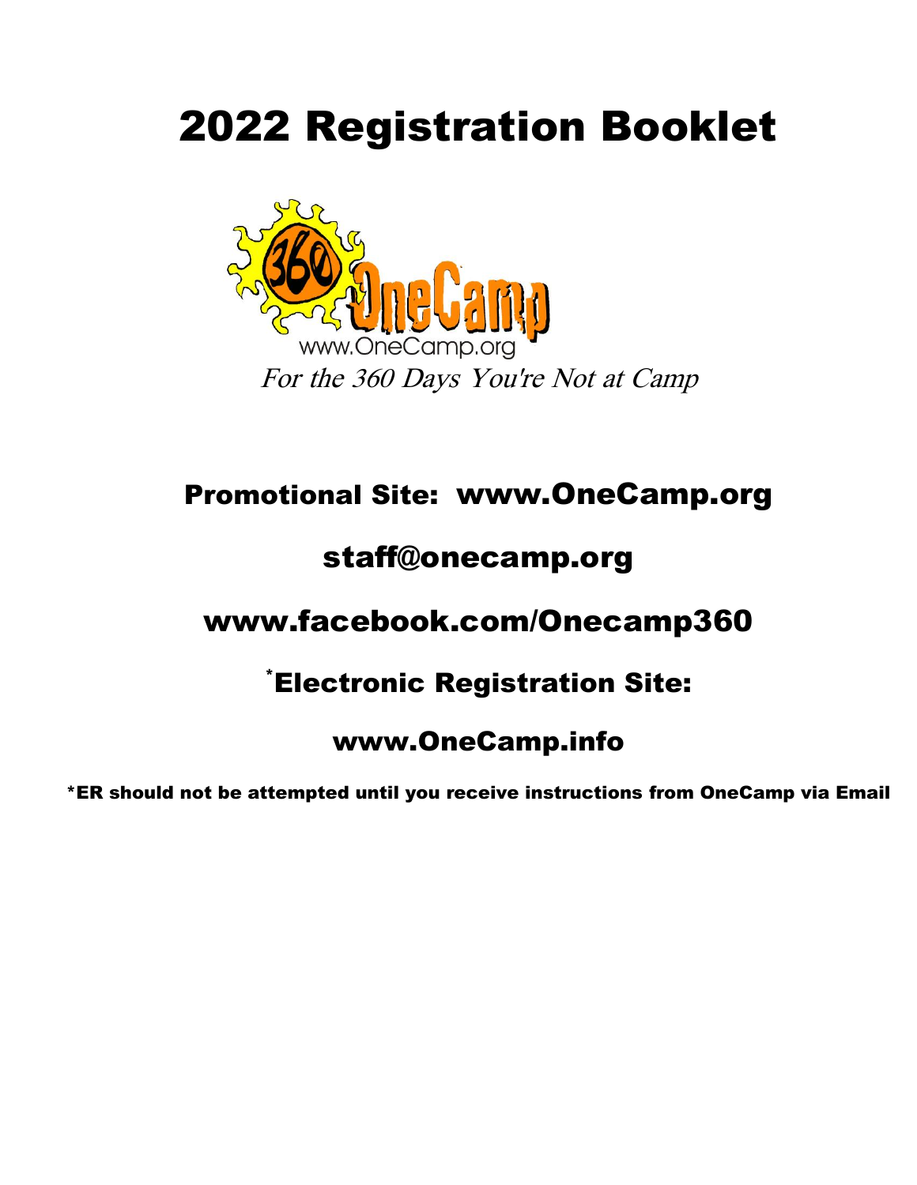# 2022 Registration Booklet

www.OneCamp.org

*For the 360 Days You're Not at Camp*

## Promotional Site: www.OneCamp.org

## staff@onecamp.org

## www.facebook.com/Onecamp360

## *Electronic Registration Site:

## www.OneCamp.info

**\*ER should not be attempted until you receive instructions from OneCamp via Email**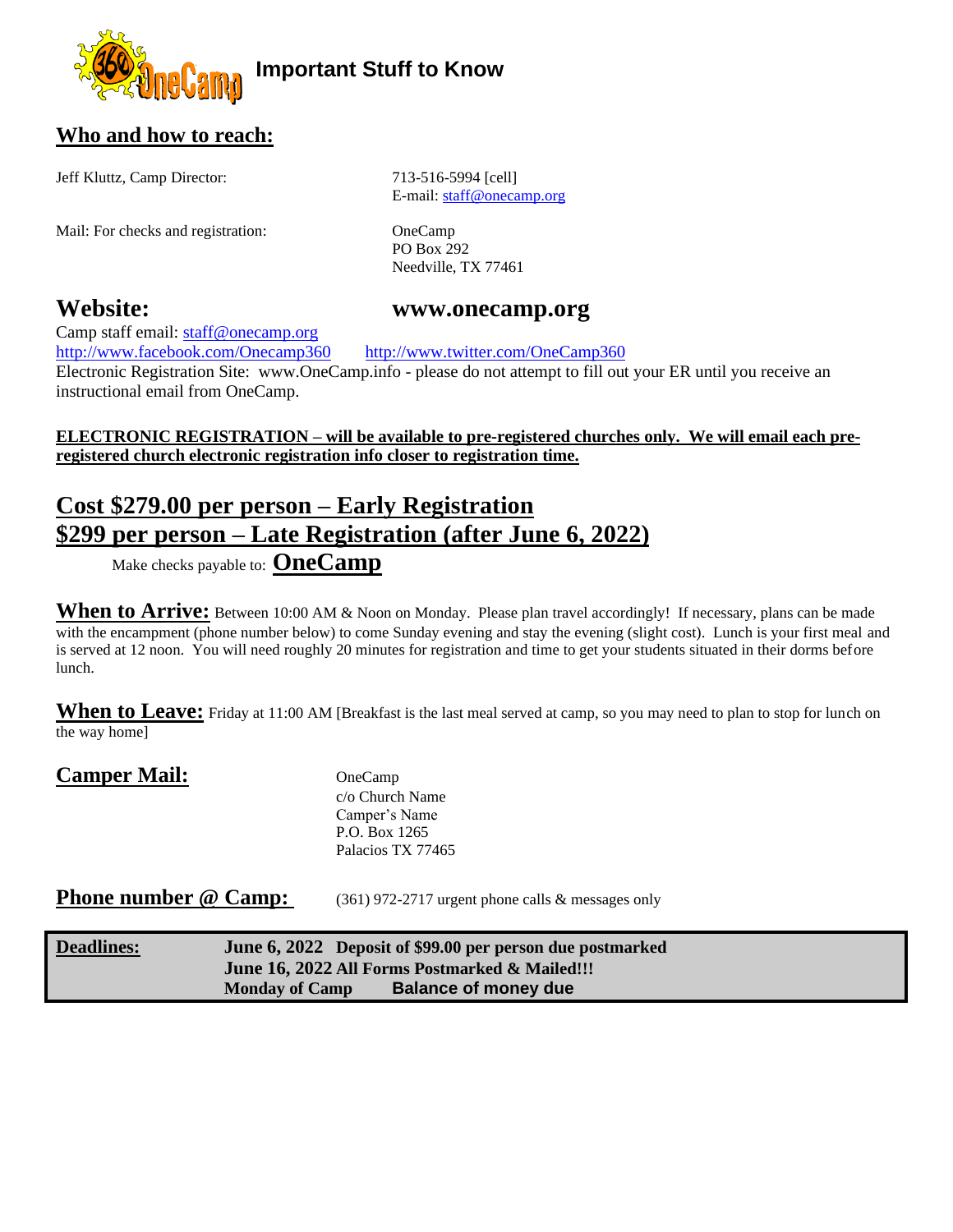# Important Stuff to Know

## Who and how to reach:

Jeff Kluttz, Camp Director: 713-516-5994 [cell]
E-mail: staff@onecamp.org

Mail: For checks and registration:
OneCamp
PO Box 292
Needville, TX 77461

## Website: www.onecamp.org

Camp staff email: staff@onecamp.org
http://www.facebook.com/Onecamp360 http://www.twitter.com/OneCamp360
Electronic Registration Site: www.OneCamp.info - please do not attempt to fill out your ER until you receive an instructional email from OneCamp.

**ELECTRONIC REGISTRATION – will be available to pre-registered churches only. We will email each pre-registered church electronic registration info closer to registration time.**

## Cost $279.00 per person – Early Registration
## $299 per person – Late Registration (after June 6, 2022)

Make checks payable to: **OneCamp**

**When to Arrive:** Between 10:00 AM & Noon on Monday. Please plan travel accordingly! If necessary, plans can be made with the encampment (phone number below) to come Sunday evening and stay the evening (slight cost). Lunch is your first meal and is served at 12 noon. You will need roughly 20 minutes for registration and time to get your students situated in their dorms before lunch.

**When to Leave:** Friday at 11:00 AM [Breakfast is the last meal served at camp, so you may need to plan to stop for lunch on the way home]

**Camper Mail:**
OneCamp
c/o Church Name
Camper's Name
P.O. Box 1265
Palacios TX 77465

**Phone number @ Camp:** (361) 972-2717 urgent phone calls & messages only

| **Deadlines:** | **June 6, 2022** Deposit of $99.00 per person due postmarked |
|---|---|
| | **June 16, 2022** All Forms Postmarked & Mailed!!! |
| | **Monday of Camp** Balance of money due |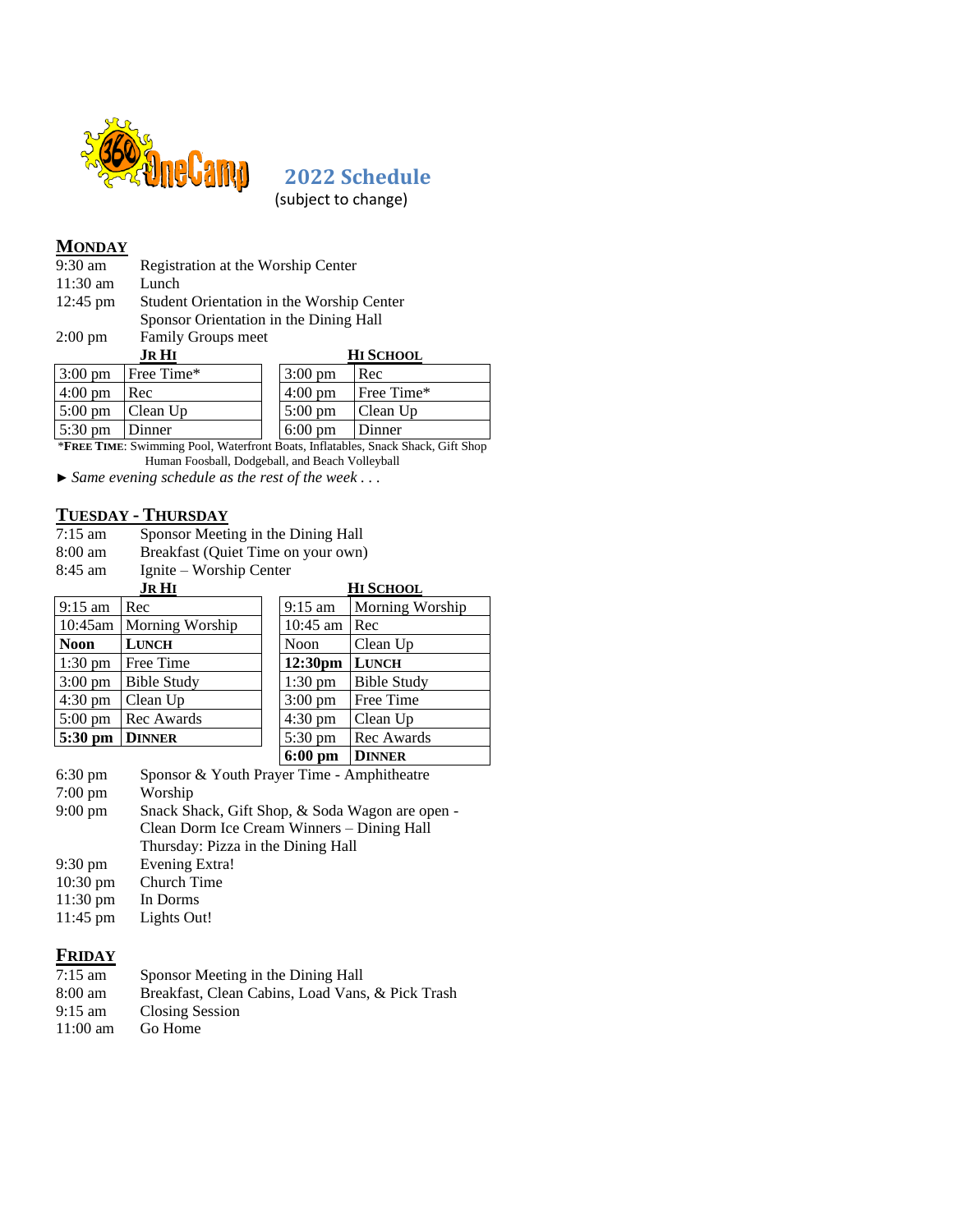360 OneCamp

# 2022 Schedule

(subject to change)

## MONDAY

| | |
|---|---|
| 9:30 am | Registration at the Worship Center |
| 11:30 am | Lunch |
| 12:45 pm | Student Orientation in the Worship Center |
| | Sponsor Orientation in the Dining Hall |
| 2:00 pm | Family Groups meet |

**JR HI**

| | |
|---|---|
| 3:00 pm | Free Time* |
| 4:00 pm | Rec |
| 5:00 pm | Clean Up |
| 5:30 pm | Dinner |

**HI SCHOOL**

| | |
|---|---|
| 3:00 pm | Rec |
| 4:00 pm | Free Time* |
| 5:00 pm | Clean Up |
| 6:00 pm | Dinner |

*FREE TIME: Swimming Pool, Waterfront Boats, Inflatables, Snack Shack, Gift Shop Human Foosball, Dodgeball, and Beach Volleyball

► *Same evening schedule as the rest of the week . . .*

## TUESDAY - THURSDAY

| | |
|---|---|
| 7:15 am | Sponsor Meeting in the Dining Hall |
| 8:00 am | Breakfast (Quiet Time on your own) |
| 8:45 am | Ignite – Worship Center |

**JR HI**

| | |
|---|---|
| 9:15 am | Rec |
| 10:45am | Morning Worship |
| **Noon** | **LUNCH** |
| 1:30 pm | Free Time |
| 3:00 pm | Bible Study |
| 4:30 pm | Clean Up |
| 5:00 pm | Rec Awards |
| **5:30 pm** | **DINNER** |

**HI SCHOOL**

| | |
|---|---|
| 9:15 am | Morning Worship |
| 10:45 am | Rec |
| Noon | Clean Up |
| **12:30pm** | **LUNCH** |
| 1:30 pm | Bible Study |
| 3:00 pm | Free Time |
| 4:30 pm | Clean Up |
| 5:30 pm | Rec Awards |
| **6:00 pm** | **DINNER** |

| | |
|---|---|
| 6:30 pm | Sponsor & Youth Prayer Time - Amphitheatre |
| 7:00 pm | Worship |
| 9:00 pm | Snack Shack, Gift Shop, & Soda Wagon are open - |
| | Clean Dorm Ice Cream Winners – Dining Hall |
| | Thursday: Pizza in the Dining Hall |
| 9:30 pm | Evening Extra! |
| 10:30 pm | Church Time |
| 11:30 pm | In Dorms |
| 11:45 pm | Lights Out! |

## FRIDAY

| | |
|---|---|
| 7:15 am | Sponsor Meeting in the Dining Hall |
| 8:00 am | Breakfast, Clean Cabins, Load Vans, & Pick Trash |
| 9:15 am | Closing Session |
| 11:00 am | Go Home |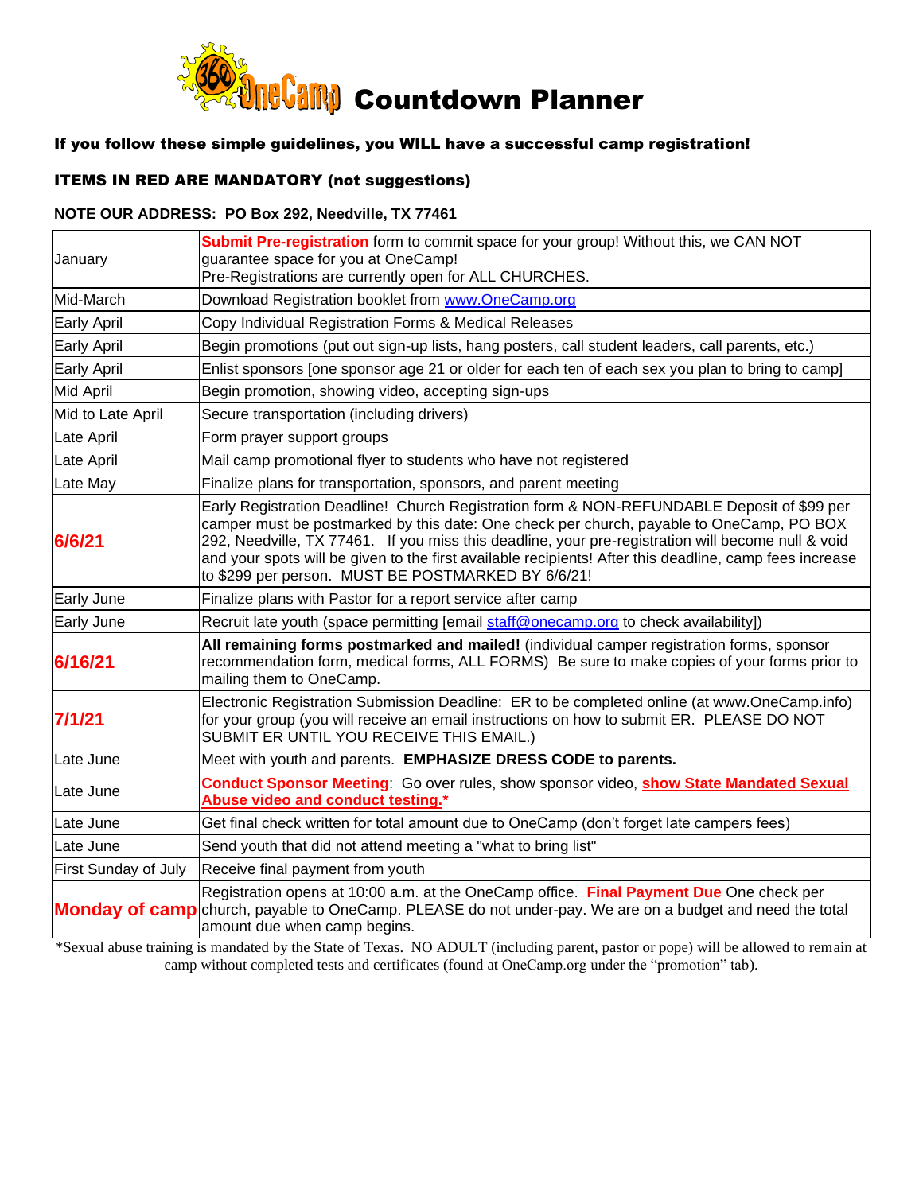# 360 OneCamp Countdown Planner

**If you follow these simple guidelines, you WILL have a successful camp registration!**

**ITEMS IN RED ARE MANDATORY (not suggestions)**

**NOTE OUR ADDRESS: PO Box 292, Needville, TX 77461**

| | |
|---|---|
| January | **Submit Pre-registration** form to commit space for your group! Without this, we CAN NOT guarantee space for you at OneCamp! Pre-Registrations are currently open for ALL CHURCHES. |
| Mid-March | Download Registration booklet from www.OneCamp.org |
| Early April | Copy Individual Registration Forms & Medical Releases |
| Early April | Begin promotions (put out sign-up lists, hang posters, call student leaders, call parents, etc.) |
| Early April | Enlist sponsors [one sponsor age 21 or older for each ten of each sex you plan to bring to camp] |
| Mid April | Begin promotion, showing video, accepting sign-ups |
| Mid to Late April | Secure transportation (including drivers) |
| Late April | Form prayer support groups |
| Late April | Mail camp promotional flyer to students who have not registered |
| Late May | Finalize plans for transportation, sponsors, and parent meeting |
| **6/6/21** | Early Registration Deadline! Church Registration form & NON-REFUNDABLE Deposit of $99 per camper must be postmarked by this date: One check per church, payable to OneCamp, PO BOX 292, Needville, TX 77461. If you miss this deadline, your pre-registration will become null & void and your spots will be given to the first available recipients! After this deadline, camp fees increase to $299 per person. MUST BE POSTMARKED BY 6/6/21! |
| Early June | Finalize plans with Pastor for a report service after camp |
| Early June | Recruit late youth (space permitting [email staff@onecamp.org to check availability]) |
| **6/16/21** | **All remaining forms postmarked and mailed!** (individual camper registration forms, sponsor recommendation form, medical forms, ALL FORMS) Be sure to make copies of your forms prior to mailing them to OneCamp. |
| **7/1/21** | Electronic Registration Submission Deadline: ER to be completed online (at www.OneCamp.info) for your group (you will receive an email instructions on how to submit ER. PLEASE DO NOT SUBMIT ER UNTIL YOU RECEIVE THIS EMAIL.) |
| Late June | Meet with youth and parents. **EMPHASIZE DRESS CODE to parents.** |
| Late June | **Conduct Sponsor Meeting**: Go over rules, show sponsor video, **show State Mandated Sexual Abuse video and conduct testing.*** |
| Late June | Get final check written for total amount due to OneCamp (don't forget late campers fees) |
| Late June | Send youth that did not attend meeting a "what to bring list" |
| First Sunday of July | Receive final payment from youth |
| **Monday of camp** | Registration opens at 10:00 a.m. at the OneCamp office. **Final Payment Due** One check per church, payable to OneCamp. PLEASE do not under-pay. We are on a budget and need the total amount due when camp begins. |

*Sexual abuse training is mandated by the State of Texas. NO ADULT (including parent, pastor or pope) will be allowed to remain at camp without completed tests and certificates (found at OneCamp.org under the "promotion" tab).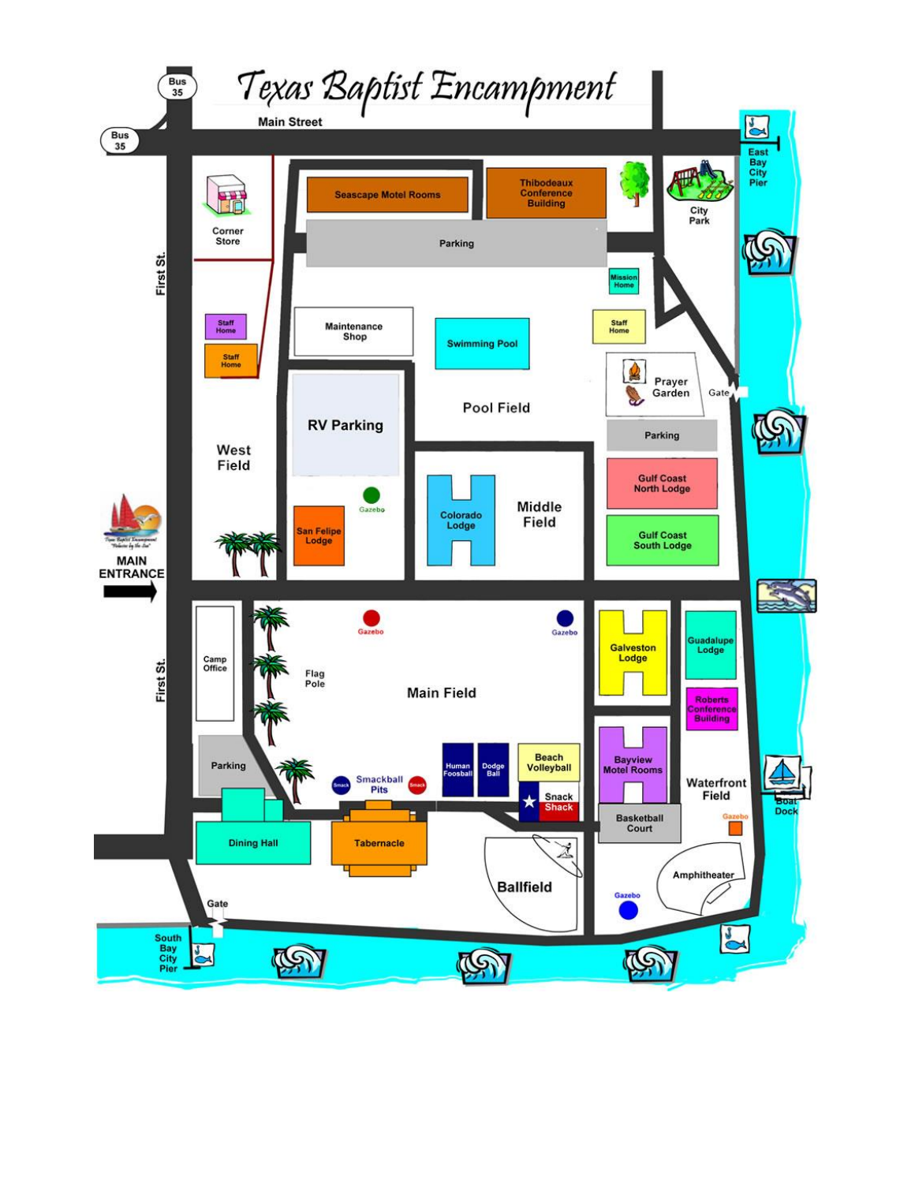# Texas Baptist Encampment

Bus 35

Bus 35

Main Street

East Bay City Pier

Seascape Motel Rooms

Thibodeaux Conference Building

City Park

Corner Store

Parking

First St.

Mission Home

Staff Home

Staff Home

Maintenance Shop

Swimming Pool

Staff Home

Prayer Garden

Gate

RV Parking

Pool Field

Parking

West Field

Gulf Coast North Lodge

Gazebo

Middle Field

Colorado Lodge

San Felipe Lodge

Gulf Coast South Lodge

MAIN ENTRANCE

Gazebo

Gazebo

Galveston Lodge

Guadalupe Lodge

Camp Office

First St.

Flag Pole

Main Field

Roberts Conference Building

Bayview Motel Rooms

Parking

Human Foosball

Dodge Ball

Beach Volleyball

Waterfront Field

Smackball Pits

Smack

Smack

Snack Shack

Boat Dock

Dining Hall

Tabernacle

Basketball Court

Gazebo

Amphitheater

Ballfield

Gazebo

Gate

South Bay City Pier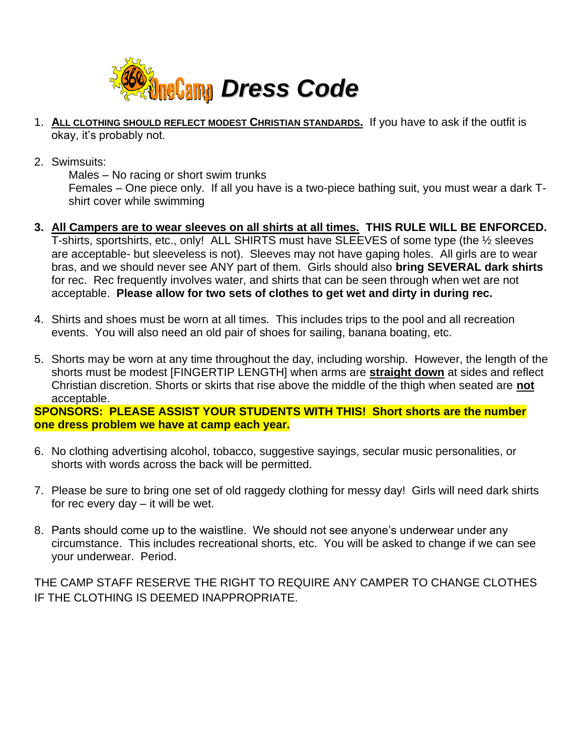# OneCamp Dress Code

1. **ALL CLOTHING SHOULD REFLECT MODEST CHRISTIAN STANDARDS.** If you have to ask if the outfit is okay, it's probably not.

2. Swimsuits:
   Males – No racing or short swim trunks
   Females – One piece only. If all you have is a two-piece bathing suit, you must wear a dark T-shirt cover while swimming

3. **All Campers are to wear sleeves on all shirts at all times. THIS RULE WILL BE ENFORCED.** T-shirts, sportshirts, etc., only! ALL SHIRTS must have SLEEVES of some type (the ½ sleeves are acceptable- but sleeveless is not). Sleeves may not have gaping holes. All girls are to wear bras, and we should never see ANY part of them. Girls should also **bring SEVERAL dark shirts** for rec. Rec frequently involves water, and shirts that can be seen through when wet are not acceptable. **Please allow for two sets of clothes to get wet and dirty in during rec.**

4. Shirts and shoes must be worn at all times. This includes trips to the pool and all recreation events. You will also need an old pair of shoes for sailing, banana boating, etc.

5. Shorts may be worn at any time throughout the day, including worship. However, the length of the shorts must be modest [FINGERTIP LENGTH] when arms are **straight down** at sides and reflect Christian discretion. Shorts or skirts that rise above the middle of the thigh when seated are **not** acceptable.

**SPONSORS: PLEASE ASSIST YOUR STUDENTS WITH THIS! Short shorts are the number one dress problem we have at camp each year.**

6. No clothing advertising alcohol, tobacco, suggestive sayings, secular music personalities, or shorts with words across the back will be permitted.

7. Please be sure to bring one set of old raggedy clothing for messy day! Girls will need dark shirts for rec every day – it will be wet.

8. Pants should come up to the waistline. We should not see anyone's underwear under any circumstance. This includes recreational shorts, etc. You will be asked to change if we can see your underwear. Period.

THE CAMP STAFF RESERVE THE RIGHT TO REQUIRE ANY CAMPER TO CHANGE CLOTHES IF THE CLOTHING IS DEEMED INAPPROPRIATE.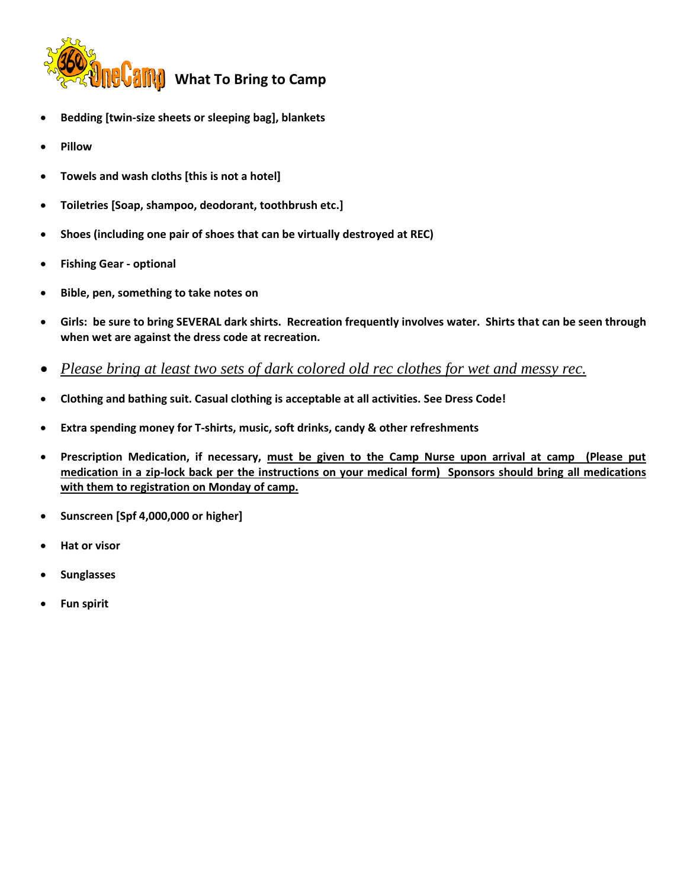# What To Bring to Camp

- **Bedding [twin-size sheets or sleeping bag], blankets**
- **Pillow**
- **Towels and wash cloths [this is not a hotel]**
- **Toiletries [Soap, shampoo, deodorant, toothbrush etc.]**
- **Shoes (including one pair of shoes that can be virtually destroyed at REC)**
- **Fishing Gear - optional**
- **Bible, pen, something to take notes on**
- **Girls: be sure to bring SEVERAL dark shirts. Recreation frequently involves water. Shirts that can be seen through when wet are against the dress code at recreation.**
- *Please bring at least two sets of dark colored old rec clothes for wet and messy rec.*
- **Clothing and bathing suit. Casual clothing is acceptable at all activities. See Dress Code!**
- **Extra spending money for T-shirts, music, soft drinks, candy & other refreshments**
- **Prescription Medication, if necessary, must be given to the Camp Nurse upon arrival at camp (Please put medication in a zip-lock back per the instructions on your medical form) Sponsors should bring all medications with them to registration on Monday of camp.**
- **Sunscreen [Spf 4,000,000 or higher]**
- **Hat or visor**
- **Sunglasses**
- **Fun spirit**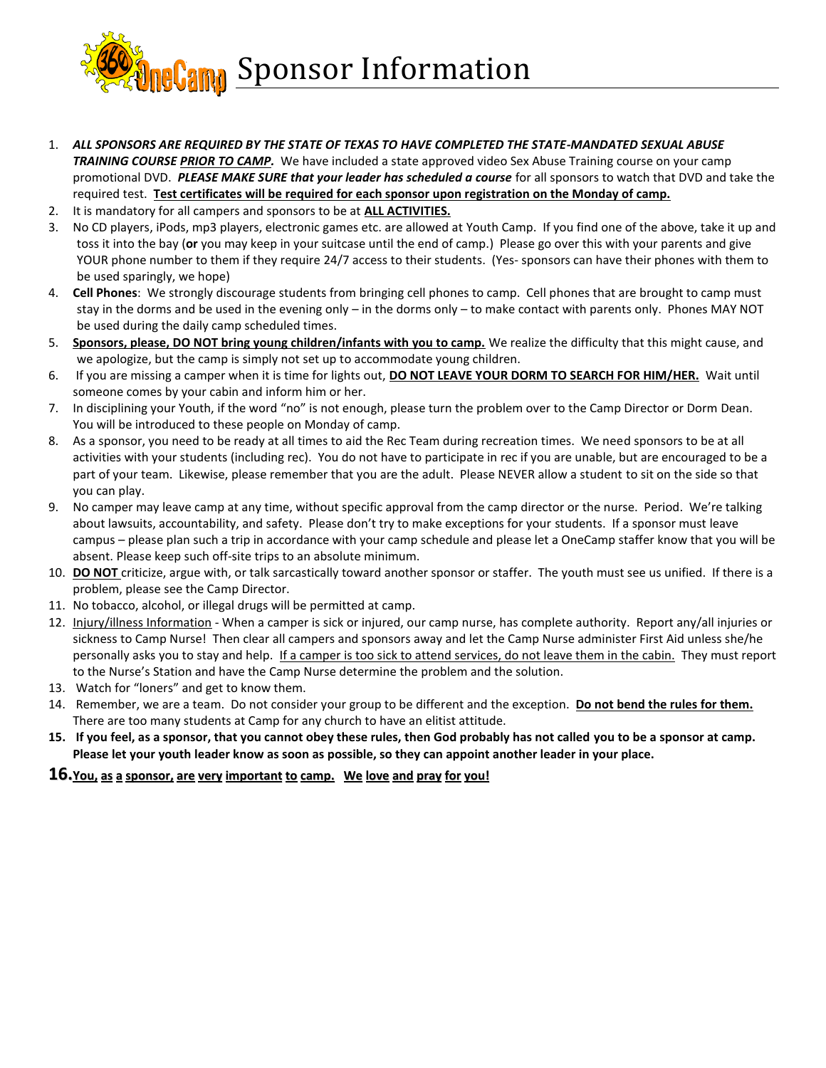# Sponsor Information

1. ***ALL SPONSORS ARE REQUIRED BY THE STATE OF TEXAS TO HAVE COMPLETED THE STATE-MANDATED SEXUAL ABUSE TRAINING COURSE <u>PRIOR TO CAMP</u>.*** We have included a state approved video Sex Abuse Training course on your camp promotional DVD. ***PLEASE MAKE SURE that your leader has scheduled a course*** for all sponsors to watch that DVD and take the required test. **<u>Test certificates will be required for each sponsor upon registration on the Monday of camp.</u>**
2. It is mandatory for all campers and sponsors to be at **<u>ALL ACTIVITIES.</u>**
3. No CD players, iPods, mp3 players, electronic games etc. are allowed at Youth Camp. If you find one of the above, take it up and toss it into the bay (**or** you may keep in your suitcase until the end of camp.) Please go over this with your parents and give YOUR phone number to them if they require 24/7 access to their students. (Yes- sponsors can have their phones with them to be used sparingly, we hope)
4. **Cell Phones**: We strongly discourage students from bringing cell phones to camp. Cell phones that are brought to camp must stay in the dorms and be used in the evening only – in the dorms only – to make contact with parents only. Phones MAY NOT be used during the daily camp scheduled times.
5. **<u>Sponsors, please, DO NOT bring young children/infants with you to camp.</u>** We realize the difficulty that this might cause, and we apologize, but the camp is simply not set up to accommodate young children.
6. If you are missing a camper when it is time for lights out, **<u>DO NOT LEAVE YOUR DORM TO SEARCH FOR HIM/HER.</u>** Wait until someone comes by your cabin and inform him or her.
7. In disciplining your Youth, if the word "no" is not enough, please turn the problem over to the Camp Director or Dorm Dean. You will be introduced to these people on Monday of camp.
8. As a sponsor, you need to be ready at all times to aid the Rec Team during recreation times. We need sponsors to be at all activities with your students (including rec). You do not have to participate in rec if you are unable, but are encouraged to be a part of your team. Likewise, please remember that you are the adult. Please NEVER allow a student to sit on the side so that you can play.
9. No camper may leave camp at any time, without specific approval from the camp director or the nurse. Period. We're talking about lawsuits, accountability, and safety. Please don't try to make exceptions for your students. If a sponsor must leave campus – please plan such a trip in accordance with your camp schedule and please let a OneCamp staffer know that you will be absent. Please keep such off-site trips to an absolute minimum.
10. **<u>DO NOT</u>** criticize, argue with, or talk sarcastically toward another sponsor or staffer. The youth must see us unified. If there is a problem, please see the Camp Director.
11. No tobacco, alcohol, or illegal drugs will be permitted at camp.
12. <u>Injury/illness Information</u> - When a camper is sick or injured, our camp nurse, has complete authority. Report any/all injuries or sickness to Camp Nurse! Then clear all campers and sponsors away and let the Camp Nurse administer First Aid unless she/he personally asks you to stay and help. <u>If a camper is too sick to attend services, do not leave them in the cabin.</u> They must report to the Nurse's Station and have the Camp Nurse determine the problem and the solution.
13. Watch for "loners" and get to know them.
14. Remember, we are a team. Do not consider your group to be different and the exception. **<u>Do not bend the rules for them.</u>** There are too many students at Camp for any church to have an elitist attitude.
15. **If you feel, as a sponsor, that you cannot obey these rules, then God probably has not called you to be a sponsor at camp. Please let your youth leader know as soon as possible, so they can appoint another leader in your place.**
16. **<u>You, as a sponsor, are very important to camp. We love and pray for you!</u>**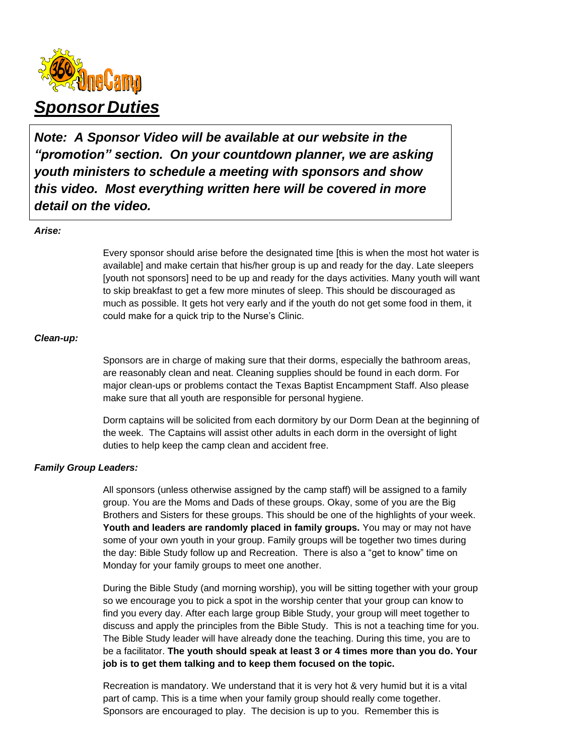# *Sponsor Duties*

***Note: A Sponsor Video will be available at our website in the "promotion" section. On your countdown planner, we are asking youth ministers to schedule a meeting with sponsors and show this video. Most everything written here will be covered in more detail on the video.***

***Arise:***

Every sponsor should arise before the designated time [this is when the most hot water is available] and make certain that his/her group is up and ready for the day. Late sleepers [youth not sponsors] need to be up and ready for the days activities. Many youth will want to skip breakfast to get a few more minutes of sleep. This should be discouraged as much as possible. It gets hot very early and if the youth do not get some food in them, it could make for a quick trip to the Nurse's Clinic.

***Clean-up:***

Sponsors are in charge of making sure that their dorms, especially the bathroom areas, are reasonably clean and neat. Cleaning supplies should be found in each dorm. For major clean-ups or problems contact the Texas Baptist Encampment Staff. Also please make sure that all youth are responsible for personal hygiene.

Dorm captains will be solicited from each dormitory by our Dorm Dean at the beginning of the week. The Captains will assist other adults in each dorm in the oversight of light duties to help keep the camp clean and accident free.

***Family Group Leaders:***

All sponsors (unless otherwise assigned by the camp staff) will be assigned to a family group. You are the Moms and Dads of these groups. Okay, some of you are the Big Brothers and Sisters for these groups. This should be one of the highlights of your week. **Youth and leaders are randomly placed in family groups.** You may or may not have some of your own youth in your group. Family groups will be together two times during the day: Bible Study follow up and Recreation. There is also a "get to know" time on Monday for your family groups to meet one another.

During the Bible Study (and morning worship), you will be sitting together with your group so we encourage you to pick a spot in the worship center that your group can know to find you every day. After each large group Bible Study, your group will meet together to discuss and apply the principles from the Bible Study. This is not a teaching time for you. The Bible Study leader will have already done the teaching. During this time, you are to be a facilitator. **The youth should speak at least 3 or 4 times more than you do. Your job is to get them talking and to keep them focused on the topic.**

Recreation is mandatory. We understand that it is very hot & very humid but it is a vital part of camp. This is a time when your family group should really come together. Sponsors are encouraged to play. The decision is up to you. Remember this is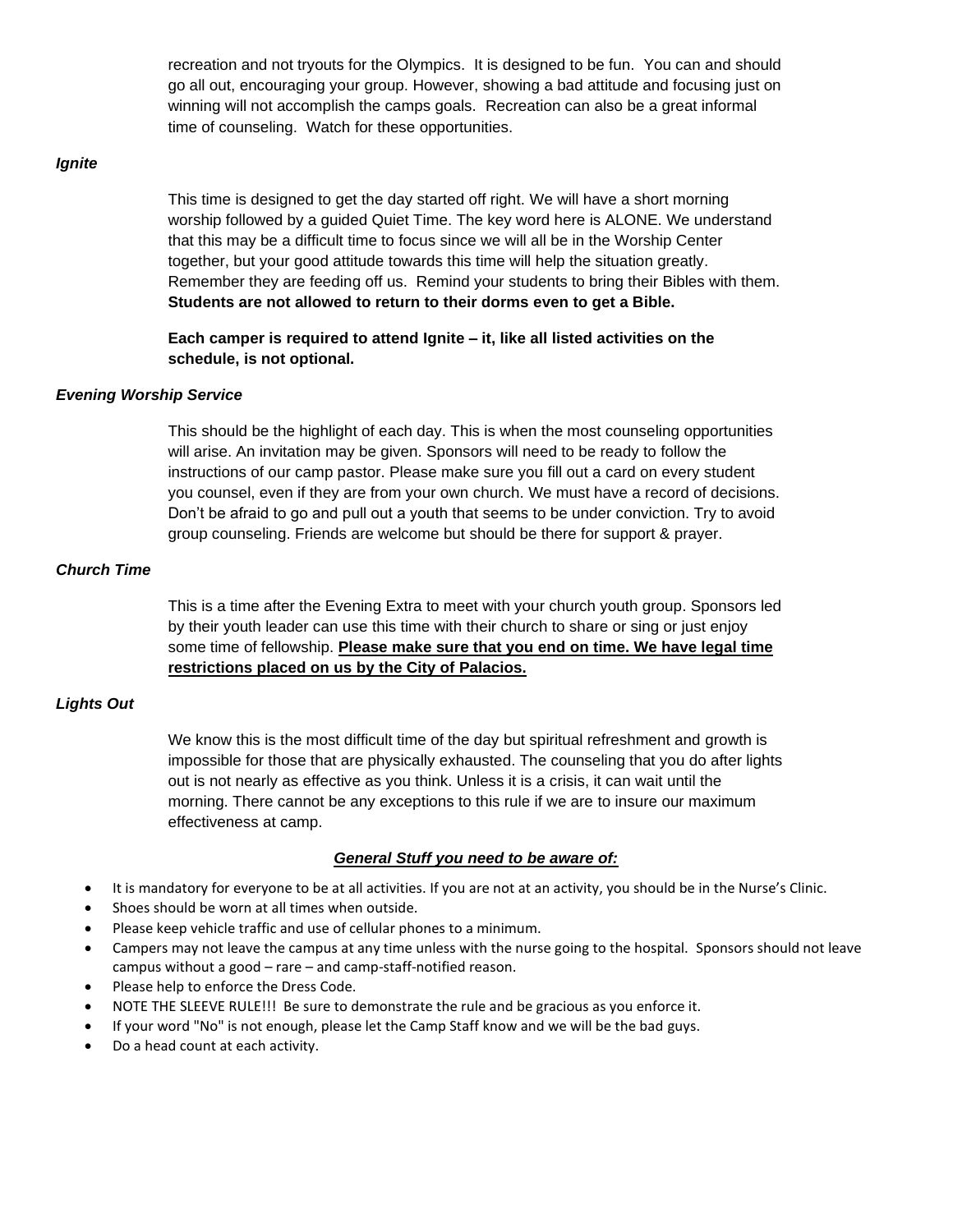recreation and not tryouts for the Olympics. It is designed to be fun. You can and should go all out, encouraging your group. However, showing a bad attitude and focusing just on winning will not accomplish the camps goals. Recreation can also be a great informal time of counseling. Watch for these opportunities.

### *Ignite*

This time is designed to get the day started off right. We will have a short morning worship followed by a guided Quiet Time. The key word here is ALONE. We understand that this may be a difficult time to focus since we will all be in the Worship Center together, but your good attitude towards this time will help the situation greatly. Remember they are feeding off us. Remind your students to bring their Bibles with them. **Students are not allowed to return to their dorms even to get a Bible.**

**Each camper is required to attend Ignite – it, like all listed activities on the schedule, is not optional.**

### *Evening Worship Service*

This should be the highlight of each day. This is when the most counseling opportunities will arise. An invitation may be given. Sponsors will need to be ready to follow the instructions of our camp pastor. Please make sure you fill out a card on every student you counsel, even if they are from your own church. We must have a record of decisions. Don't be afraid to go and pull out a youth that seems to be under conviction. Try to avoid group counseling. Friends are welcome but should be there for support & prayer.

### *Church Time*

This is a time after the Evening Extra to meet with your church youth group. Sponsors led by their youth leader can use this time with their church to share or sing or just enjoy some time of fellowship. **<u>Please make sure that you end on time. We have legal time restrictions placed on us by the City of Palacios.</u>**

### *Lights Out*

We know this is the most difficult time of the day but spiritual refreshment and growth is impossible for those that are physically exhausted. The counseling that you do after lights out is not nearly as effective as you think. Unless it is a crisis, it can wait until the morning. There cannot be any exceptions to this rule if we are to insure our maximum effectiveness at camp.

## ***<u>General Stuff you need to be aware of:</u>***

- It is mandatory for everyone to be at all activities. If you are not at an activity, you should be in the Nurse's Clinic.
- Shoes should be worn at all times when outside.
- Please keep vehicle traffic and use of cellular phones to a minimum.
- Campers may not leave the campus at any time unless with the nurse going to the hospital. Sponsors should not leave campus without a good – rare – and camp-staff-notified reason.
- Please help to enforce the Dress Code.
- NOTE THE SLEEVE RULE!!! Be sure to demonstrate the rule and be gracious as you enforce it.
- If your word "No" is not enough, please let the Camp Staff know and we will be the bad guys.
- Do a head count at each activity.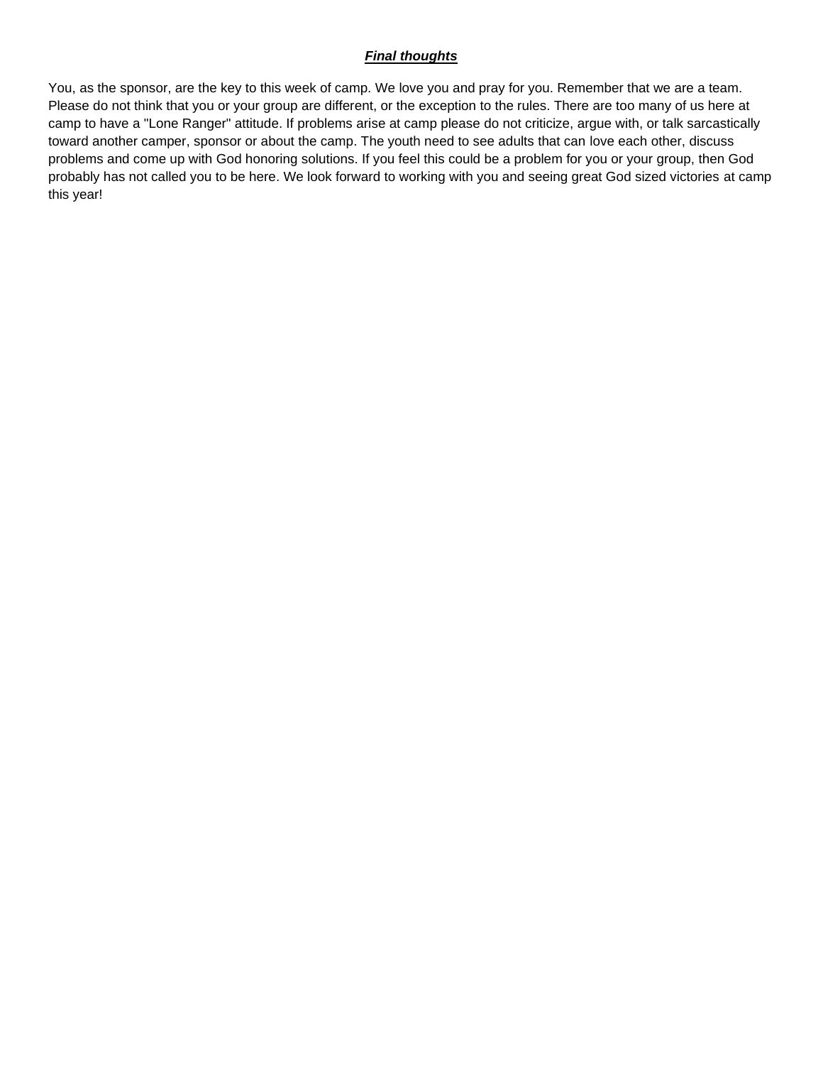## ***Final thoughts***

You, as the sponsor, are the key to this week of camp. We love you and pray for you. Remember that we are a team. Please do not think that you or your group are different, or the exception to the rules. There are too many of us here at camp to have a "Lone Ranger" attitude. If problems arise at camp please do not criticize, argue with, or talk sarcastically toward another camper, sponsor or about the camp. The youth need to see adults that can love each other, discuss problems and come up with God honoring solutions. If you feel this could be a problem for you or your group, then God probably has not called you to be here. We look forward to working with you and seeing great God sized victories at camp this year!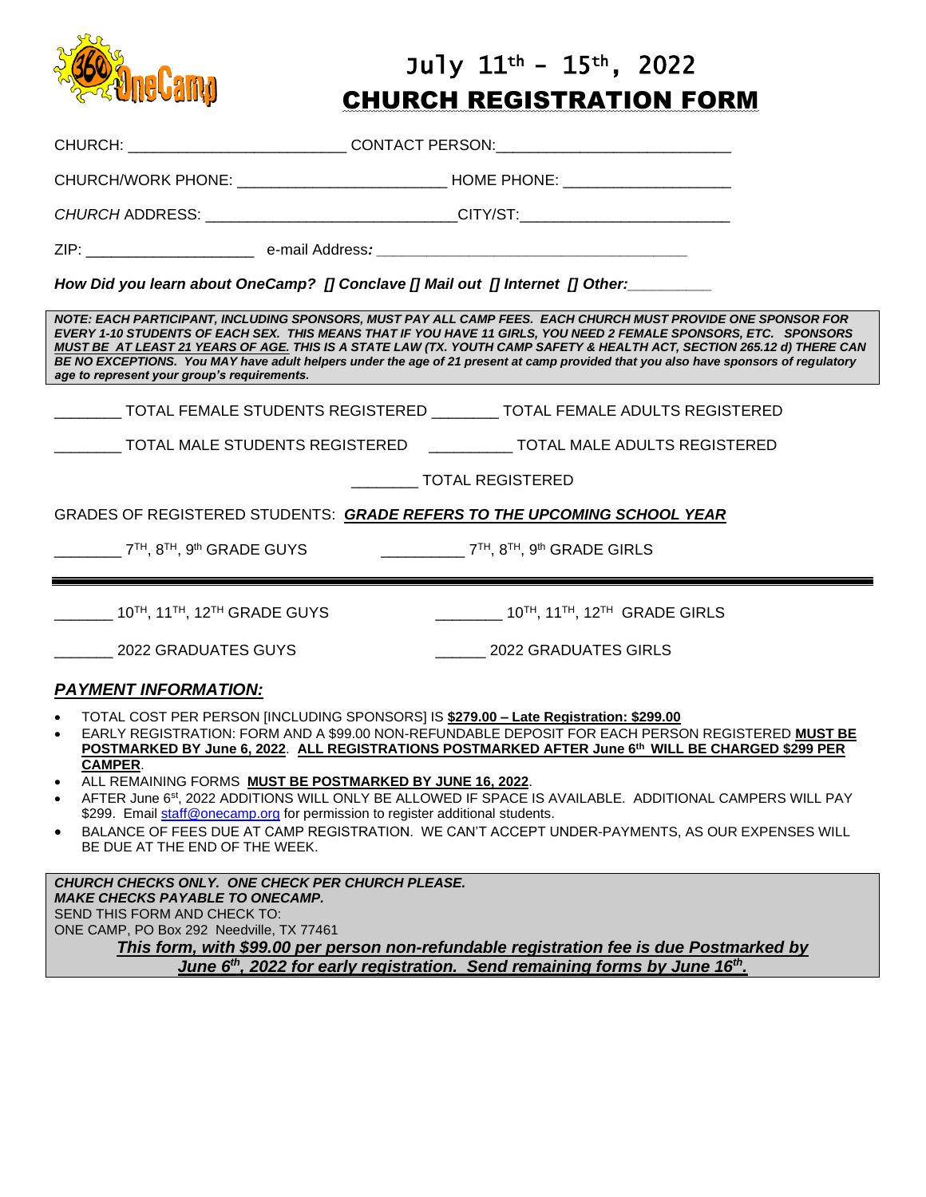# July 11th – 15th, 2022

# CHURCH REGISTRATION FORM

CHURCH: __________________________ CONTACT PERSON:___________________________

CHURCH/WORK PHONE: _________________________ HOME PHONE: ____________________

*CHURCH* ADDRESS: ______________________________CITY/ST:_________________________

ZIP: ____________________ e-mail Address*:* _____________________________________

***How Did you learn about OneCamp? [] Conclave [] Mail out [] Internet [] Other:_________***

***NOTE: EACH PARTICIPANT, INCLUDING SPONSORS, MUST PAY ALL CAMP FEES. EACH CHURCH MUST PROVIDE ONE SPONSOR FOR EVERY 1-10 STUDENTS OF EACH SEX. THIS MEANS THAT IF YOU HAVE 11 GIRLS, YOU NEED 2 FEMALE SPONSORS, ETC. SPONSORS <u>MUST BE AT LEAST 21 YEARS OF AGE.</u> THIS IS A STATE LAW (TX. YOUTH CAMP SAFETY & HEALTH ACT, SECTION 265.12 d) THERE CAN BE NO EXCEPTIONS. You MAY have adult helpers under the age of 21 present at camp provided that you also have sponsors of regulatory age to represent your group's requirements.***

________ TOTAL FEMALE STUDENTS REGISTERED ________ TOTAL FEMALE ADULTS REGISTERED

________ TOTAL MALE STUDENTS REGISTERED __________ TOTAL MALE ADULTS REGISTERED

________ TOTAL REGISTERED

GRADES OF REGISTERED STUDENTS: ***<u>GRADE REFERS TO THE UPCOMING SCHOOL YEAR</u>***

________ 7TH, 8TH, 9th GRADE GUYS __________ 7TH, 8TH, 9th GRADE GIRLS

---

_______ 10TH, 11TH, 12TH GRADE GUYS ________ 10TH, 11TH, 12TH GRADE GIRLS

_______ 2022 GRADUATES GUYS ______ 2022 GRADUATES GIRLS

## ***PAYMENT INFORMATION:***

- TOTAL COST PER PERSON [INCLUDING SPONSORS] IS **<u>$279.00 – Late Registration: $299.00</u>**
- EARLY REGISTRATION: FORM AND A $99.00 NON-REFUNDABLE DEPOSIT FOR EACH PERSON REGISTERED **<u>MUST BE POSTMARKED BY June 6, 2022</u>**. **<u>ALL REGISTRATIONS POSTMARKED AFTER June 6th WILL BE CHARGED $299 PER CAMPER</u>**.
- ALL REMAINING FORMS **<u>MUST BE POSTMARKED BY JUNE 16, 2022</u>**.
- AFTER June 6st, 2022 ADDITIONS WILL ONLY BE ALLOWED IF SPACE IS AVAILABLE. ADDITIONAL CAMPERS WILL PAY $299. Email staff@onecamp.org for permission to register additional students.
- BALANCE OF FEES DUE AT CAMP REGISTRATION. WE CAN'T ACCEPT UNDER-PAYMENTS, AS OUR EXPENSES WILL BE DUE AT THE END OF THE WEEK.

***CHURCH CHECKS ONLY. ONE CHECK PER CHURCH PLEASE.***
***MAKE CHECKS PAYABLE TO ONECAMP.***
SEND THIS FORM AND CHECK TO:
ONE CAMP, PO Box 292 Needville, TX 77461

***<u>This form, with $99.00 per person non-refundable registration fee is due Postmarked by June 6th, 2022 for early registration. Send remaining forms by June 16th.</u>***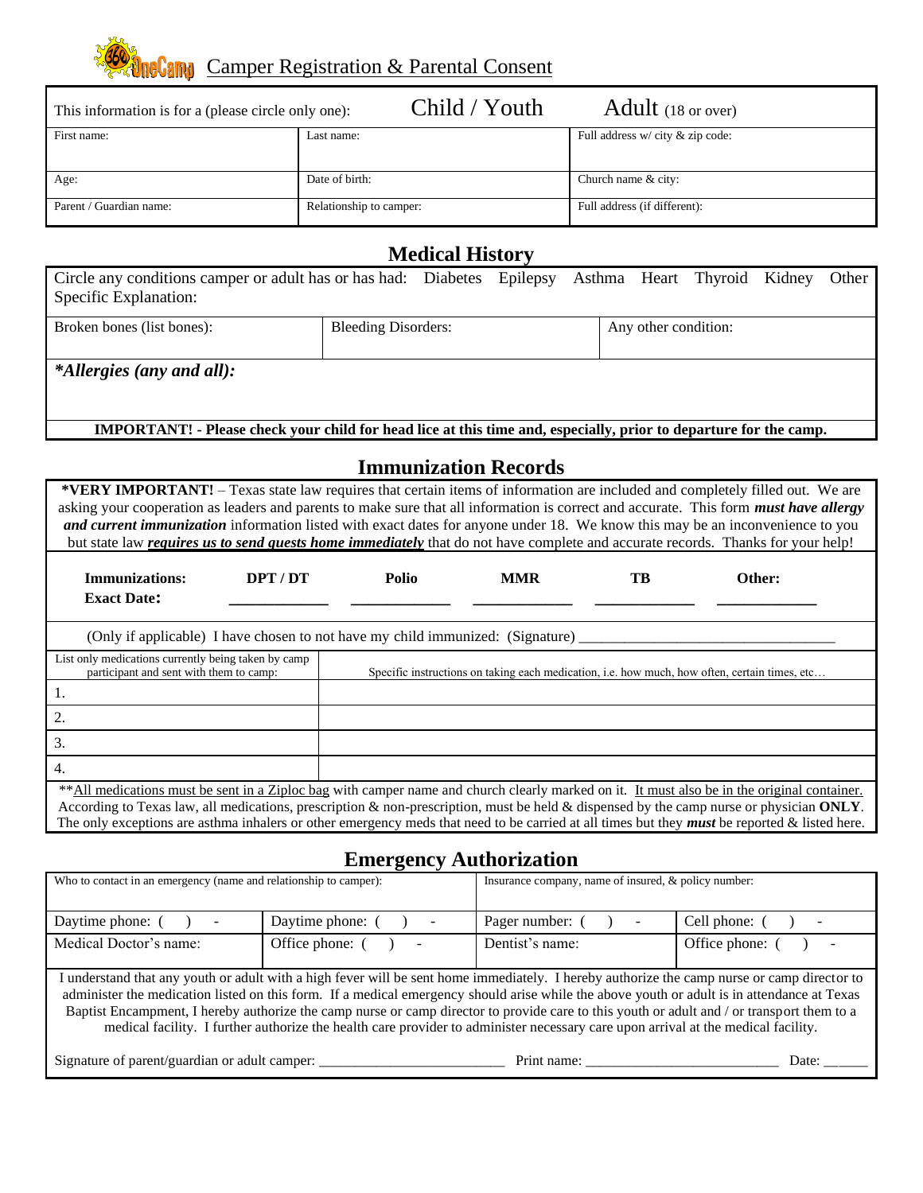# OneCamp Camper Registration & Parental Consent

| This information is for a (please circle only one): | Child / Youth | Adult (18 or over) |
|---|---|---|
| First name: | Last name: | Full address w/ city & zip code: |
| Age: | Date of birth: | Church name & city: |
| Parent / Guardian name: | Relationship to camper: | Full address (if different): |

## Medical History

Circle any conditions camper or adult has or has had: Diabetes Epilepsy Asthma Heart Thyroid Kidney Other

Specific Explanation:

| Broken bones (list bones): | Bleeding Disorders: | Any other condition: |
|---|---|---|

***Allergies (any and all):***

**IMPORTANT! - Please check your child for head lice at this time and, especially, prior to departure for the camp.**

## Immunization Records

**\*VERY IMPORTANT!** – Texas state law requires that certain items of information are included and completely filled out. We are asking your cooperation as leaders and parents to make sure that all information is correct and accurate. This form ***must have allergy and current immunization*** information listed with exact dates for anyone under 18. We know this may be an inconvenience to you but state law ***requires us to send guests home immediately*** that do not have complete and accurate records. Thanks for your help!

| **Immunizations: Exact Date:** | **DPT / DT** | **Polio** | **MMR** | **TB** | **Other:** |
|---|---|---|---|---|---|
| | ____________ | ____________ | ____________ | ____________ | ____________ |

(Only if applicable) I have chosen to not have my child immunized: (Signature) ________________________________

| List only medications currently being taken by camp participant and sent with them to camp: | Specific instructions on taking each medication, i.e. how much, how often, certain times, etc… |
|---|---|
| 1. | |
| 2. | |
| 3. | |
| 4. | |

\*\*All medications must be sent in a Ziploc bag with camper name and church clearly marked on it. It must also be in the original container. According to Texas law, all medications, prescription & non-prescription, must be held & dispensed by the camp nurse or physician **ONLY**. The only exceptions are asthma inhalers or other emergency meds that need to be carried at all times but they ***must*** be reported & listed here.

## Emergency Authorization

| Who to contact in an emergency (name and relationship to camper): | | Insurance company, name of insured, & policy number: | |
|---|---|---|---|
| Daytime phone: ( ) - | Daytime phone: ( ) - | Pager number: ( ) - | Cell phone: ( ) - |
| Medical Doctor's name: | Office phone: ( ) - | Dentist's name: | Office phone: ( ) - |

I understand that any youth or adult with a high fever will be sent home immediately. I hereby authorize the camp nurse or camp director to administer the medication listed on this form. If a medical emergency should arise while the above youth or adult is in attendance at Texas Baptist Encampment, I hereby authorize the camp nurse or camp director to provide care to this youth or adult and / or transport them to a medical facility. I further authorize the health care provider to administer necessary care upon arrival at the medical facility.

Signature of parent/guardian or adult camper: ________________________ Print name: ________________________ Date: ______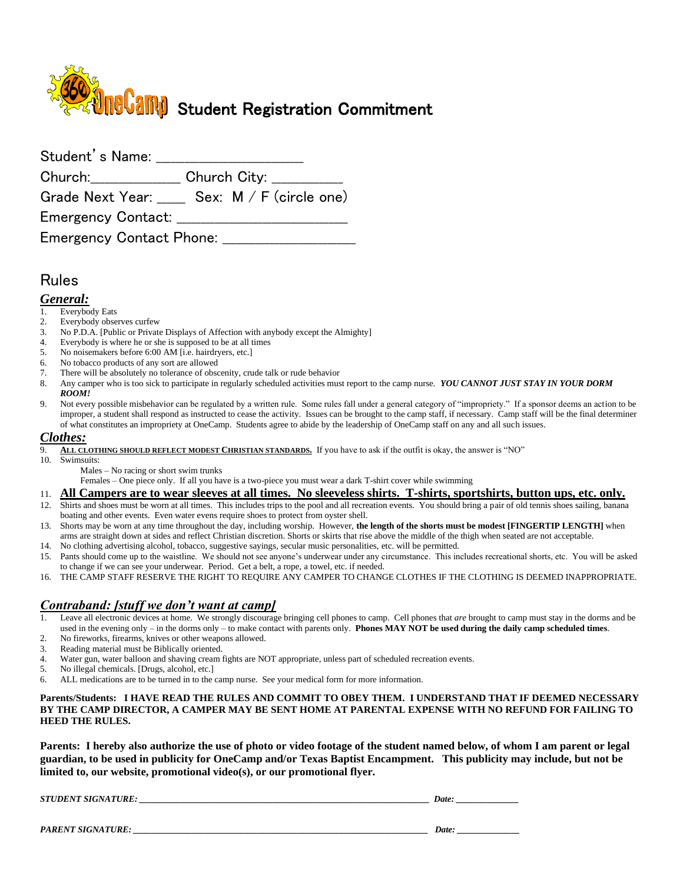# OneCamp Student Registration Commitment

Student's Name: ____________________

Church:____________ Church City: __________

Grade Next Year: ____ Sex: M / F (circle one)

Emergency Contact: ______________________

Emergency Contact Phone: __________________

## Rules

### *General:*

1. Everybody Eats
2. Everybody observes curfew
3. No P.D.A. [Public or Private Displays of Affection with anybody except the Almighty]
4. Everybody is where he or she is supposed to be at all times
5. No noisemakers before 6:00 AM [i.e. hairdryers, etc.]
6. No tobacco products of any sort are allowed
7. There will be absolutely no tolerance of obscenity, crude talk or rude behavior
8. Any camper who is too sick to participate in regularly scheduled activities must report to the camp nurse. ***YOU CANNOT JUST STAY IN YOUR DORM ROOM!***
9. Not every possible misbehavior can be regulated by a written rule. Some rules fall under a general category of "impropriety." If a sponsor deems an action to be improper, a student shall respond as instructed to cease the activity. Issues can be brought to the camp staff, if necessary. Camp staff will be the final determiner of what constitutes an impropriety at OneCamp. Students agree to abide by the leadership of OneCamp staff on any and all such issues.

### *Clothes:*

9. **ALL CLOTHING SHOULD REFLECT MODEST CHRISTIAN STANDARDS.** If you have to ask if the outfit is okay, the answer is "NO"
10. Swimsuits:
    - Males – No racing or short swim trunks
    - Females – One piece only. If all you have is a two-piece you must wear a dark T-shirt cover while swimming
11. **All Campers are to wear sleeves at all times. No sleeveless shirts. T-shirts, sportshirts, button ups, etc. only.**
12. Shirts and shoes must be worn at all times. This includes trips to the pool and all recreation events. You should bring a pair of old tennis shoes sailing, banana boating and other events. Even water evens require shoes to protect from oyster shell.
13. Shorts may be worn at any time throughout the day, including worship. However, **the length of the shorts must be modest [FINGERTIP LENGTH]** when arms are straight down at sides and reflect Christian discretion. Shorts or skirts that rise above the middle of the thigh when seated are not acceptable.
14. No clothing advertising alcohol, tobacco, suggestive sayings, secular music personalities, etc. will be permitted.
15. Pants should come up to the waistline. We should not see anyone's underwear under any circumstance. This includes recreational shorts, etc. You will be asked to change if we can see your underwear. Period. Get a belt, a rope, a towel, etc. if needed.
16. THE CAMP STAFF RESERVE THE RIGHT TO REQUIRE ANY CAMPER TO CHANGE CLOTHES IF THE CLOTHING IS DEEMED INAPPROPRIATE.

### *Contraband: [stuff we don't want at camp]*

1. Leave all electronic devices at home. We strongly discourage bringing cell phones to camp. Cell phones that *are* brought to camp must stay in the dorms and be used in the evening only – in the dorms only – to make contact with parents only. **Phones MAY NOT be used during the daily camp scheduled times**.
2. No fireworks, firearms, knives or other weapons allowed.
3. Reading material must be Biblically oriented.
4. Water gun, water balloon and shaving cream fights are NOT appropriate, unless part of scheduled recreation events.
5. No illegal chemicals. [Drugs, alcohol, etc.]
6. ALL medications are to be turned in to the camp nurse. See your medical form for more information.

**Parents/Students: I HAVE READ THE RULES AND COMMIT TO OBEY THEM. I UNDERSTAND THAT IF DEEMED NECESSARY BY THE CAMP DIRECTOR, A CAMPER MAY BE SENT HOME AT PARENTAL EXPENSE WITH NO REFUND FOR FAILING TO HEED THE RULES.**

**Parents: I hereby also authorize the use of photo or video footage of the student named below, of whom I am parent or legal guardian, to be used in publicity for OneCamp and/or Texas Baptist Encampment. This publicity may include, but not be limited to, our website, promotional video(s), or our promotional flyer.**

***STUDENT SIGNATURE:*** ____________________________________________ ***Date:*** ____________

***PARENT SIGNATURE:*** ____________________________________________ ***Date:*** ____________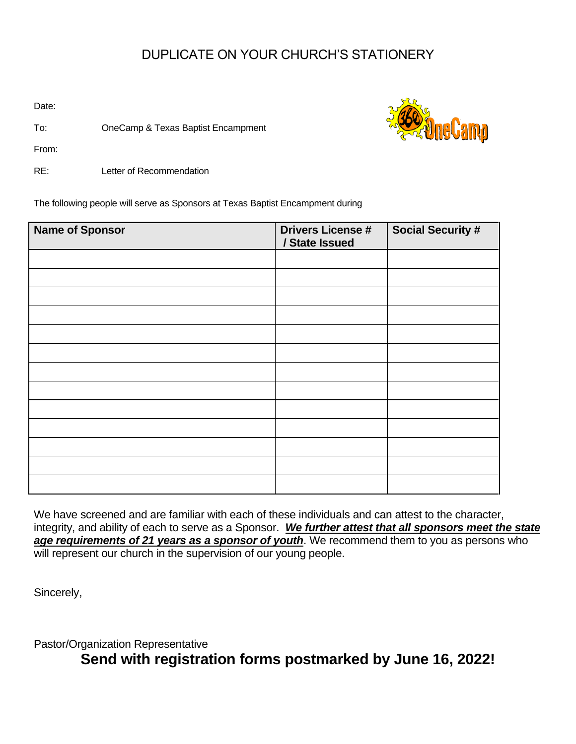DUPLICATE ON YOUR CHURCH'S STATIONERY

Date:

To: OneCamp & Texas Baptist Encampment

From:

RE: Letter of Recommendation

The following people will serve as Sponsors at Texas Baptist Encampment during

| **Name of Sponsor** | **Drivers License # / State Issued** | **Social Security #** |
|---|---|---|
| | | |
| | | |
| | | |
| | | |
| | | |
| | | |
| | | |
| | | |
| | | |
| | | |
| | | |
| | | |
| | | |

We have screened and are familiar with each of these individuals and can attest to the character, integrity, and ability of each to serve as a Sponsor. ***We further attest that all sponsors meet the state age requirements of 21 years as a sponsor of youth***. We recommend them to you as persons who will represent our church in the supervision of our young people.

Sincerely,

Pastor/Organization Representative

**Send with registration forms postmarked by June 16, 2022!**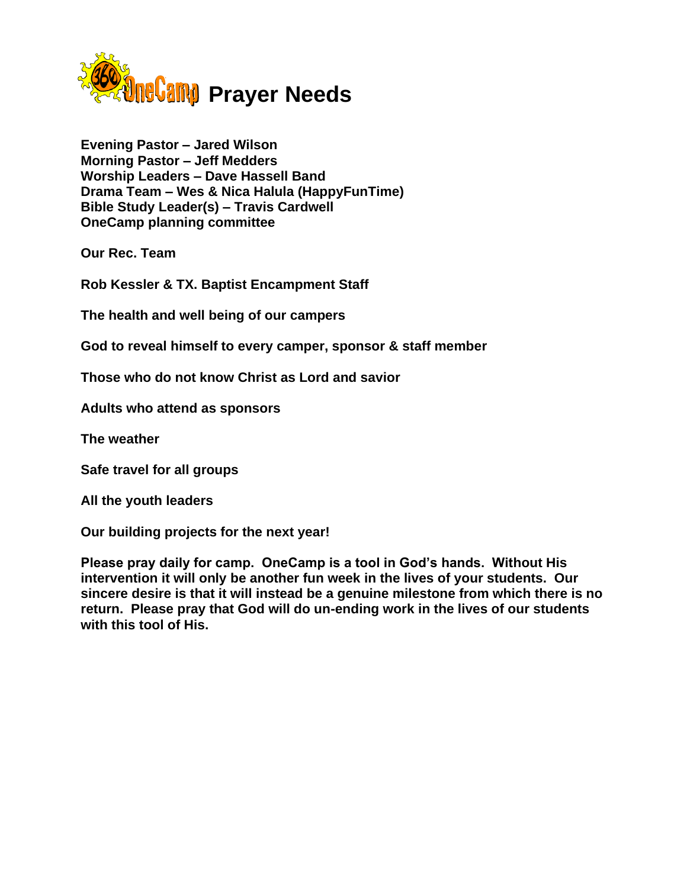# OneCamp Prayer Needs

**Evening Pastor – Jared Wilson**
**Morning Pastor – Jeff Medders**
**Worship Leaders – Dave Hassell Band**
**Drama Team – Wes & Nica Halula (HappyFunTime)**
**Bible Study Leader(s) – Travis Cardwell**
**OneCamp planning committee**

**Our Rec. Team**

**Rob Kessler & TX. Baptist Encampment Staff**

**The health and well being of our campers**

**God to reveal himself to every camper, sponsor & staff member**

**Those who do not know Christ as Lord and savior**

**Adults who attend as sponsors**

**The weather**

**Safe travel for all groups**

**All the youth leaders**

**Our building projects for the next year!**

**Please pray daily for camp. OneCamp is a tool in God's hands. Without His intervention it will only be another fun week in the lives of your students. Our sincere desire is that it will instead be a genuine milestone from which there is no return. Please pray that God will do un-ending work in the lives of our students with this tool of His.**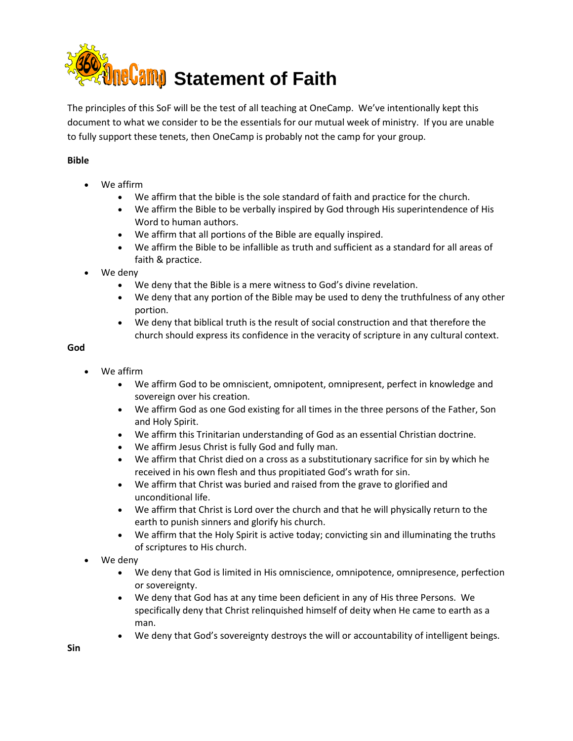# OneCamp Statement of Faith

The principles of this SoF will be the test of all teaching at OneCamp. We've intentionally kept this document to what we consider to be the essentials for our mutual week of ministry. If you are unable to fully support these tenets, then OneCamp is probably not the camp for your group.

**Bible**

- We affirm
  - We affirm that the bible is the sole standard of faith and practice for the church.
  - We affirm the Bible to be verbally inspired by God through His superintendence of His Word to human authors.
  - We affirm that all portions of the Bible are equally inspired.
  - We affirm the Bible to be infallible as truth and sufficient as a standard for all areas of faith & practice.
- We deny
  - We deny that the Bible is a mere witness to God's divine revelation.
  - We deny that any portion of the Bible may be used to deny the truthfulness of any other portion.
  - We deny that biblical truth is the result of social construction and that therefore the church should express its confidence in the veracity of scripture in any cultural context.

**God**

- We affirm
  - We affirm God to be omniscient, omnipotent, omnipresent, perfect in knowledge and sovereign over his creation.
  - We affirm God as one God existing for all times in the three persons of the Father, Son and Holy Spirit.
  - We affirm this Trinitarian understanding of God as an essential Christian doctrine.
  - We affirm Jesus Christ is fully God and fully man.
  - We affirm that Christ died on a cross as a substitutionary sacrifice for sin by which he received in his own flesh and thus propitiated God's wrath for sin.
  - We affirm that Christ was buried and raised from the grave to glorified and unconditional life.
  - We affirm that Christ is Lord over the church and that he will physically return to the earth to punish sinners and glorify his church.
  - We affirm that the Holy Spirit is active today; convicting sin and illuminating the truths of scriptures to His church.
- We deny
  - We deny that God is limited in His omniscience, omnipotence, omnipresence, perfection or sovereignty.
  - We deny that God has at any time been deficient in any of His three Persons. We specifically deny that Christ relinquished himself of deity when He came to earth as a man.
  - We deny that God's sovereignty destroys the will or accountability of intelligent beings.

**Sin**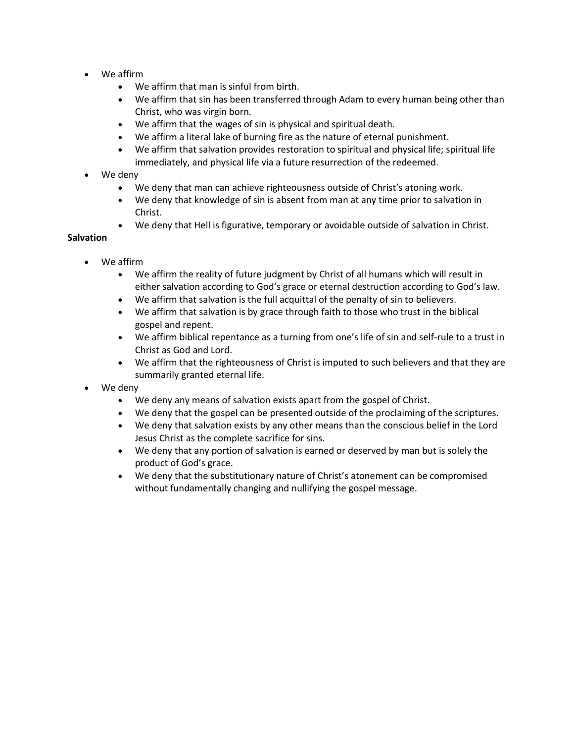- We affirm
  - We affirm that man is sinful from birth.
  - We affirm that sin has been transferred through Adam to every human being other than Christ, who was virgin born.
  - We affirm that the wages of sin is physical and spiritual death.
  - We affirm a literal lake of burning fire as the nature of eternal punishment.
  - We affirm that salvation provides restoration to spiritual and physical life; spiritual life immediately, and physical life via a future resurrection of the redeemed.
- We deny
  - We deny that man can achieve righteousness outside of Christ's atoning work.
  - We deny that knowledge of sin is absent from man at any time prior to salvation in Christ.
  - We deny that Hell is figurative, temporary or avoidable outside of salvation in Christ.

**Salvation**

- We affirm
  - We affirm the reality of future judgment by Christ of all humans which will result in either salvation according to God's grace or eternal destruction according to God's law.
  - We affirm that salvation is the full acquittal of the penalty of sin to believers.
  - We affirm that salvation is by grace through faith to those who trust in the biblical gospel and repent.
  - We affirm biblical repentance as a turning from one's life of sin and self-rule to a trust in Christ as God and Lord.
  - We affirm that the righteousness of Christ is imputed to such believers and that they are summarily granted eternal life.
- We deny
  - We deny any means of salvation exists apart from the gospel of Christ.
  - We deny that the gospel can be presented outside of the proclaiming of the scriptures.
  - We deny that salvation exists by any other means than the conscious belief in the Lord Jesus Christ as the complete sacrifice for sins.
  - We deny that any portion of salvation is earned or deserved by man but is solely the product of God's grace.
  - We deny that the substitutionary nature of Christ's atonement can be compromised without fundamentally changing and nullifying the gospel message.